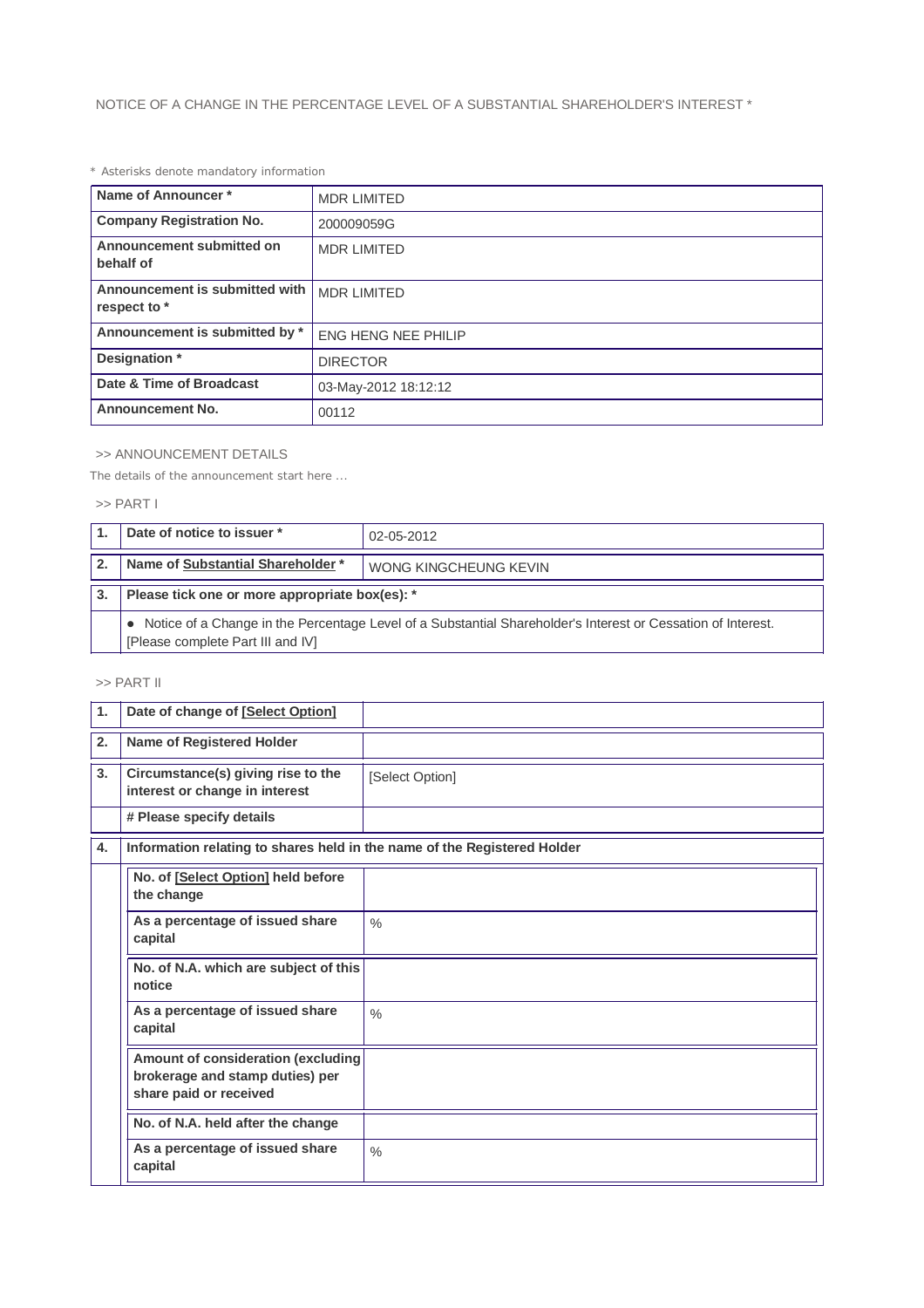NOTICE OF A CHANGE IN THE PERCENTAGE LEVEL OF A SUBSTANTIAL SHAREHOLDER'S INTEREST *

* Asterisks denote mandatory information

| Name of Announcer * | MDR LIMITED |
|---|---|
| Company Registration No. | 200009059G |
| Announcement submitted on behalf of | MDR LIMITED |
| Announcement is submitted with respect to * | MDR LIMITED |
| Announcement is submitted by * | ENG HENG NEE PHILIP |
| Designation * | DIRECTOR |
| Date & Time of Broadcast | 03-May-2012 18:12:12 |
| Announcement No. | 00112 |

>> ANNOUNCEMENT DETAILS

The details of the announcement start here ...

>> PART I

| 1. | Date of notice to issuer * | 02-05-2012 |
|---|---|---|
| 2. | Name of Substantial Shareholder * | WONG KINGCHEUNG KEVIN |
| 3. | Please tick one or more appropriate box(es): * | |
| | ● Notice of a Change in the Percentage Level of a Substantial Shareholder's Interest or Cessation of Interest. [Please complete Part III and IV] | |

>> PART II

| 1. | Date of change of [Select Option] | |
|---|---|---|
| 2. | Name of Registered Holder | |
| 3. | Circumstance(s) giving rise to the interest or change in interest | [Select Option] |
| | # Please specify details | |
| 4. | Information relating to shares held in the name of the Registered Holder | |
| | No. of [Select Option] held before the change | |
| | As a percentage of issued share capital | % |
| | No. of N.A. which are subject of this notice | |
| | As a percentage of issued share capital | % |
| | Amount of consideration (excluding brokerage and stamp duties) per share paid or received | |
| | No. of N.A. held after the change | |
| | As a percentage of issued share capital | % |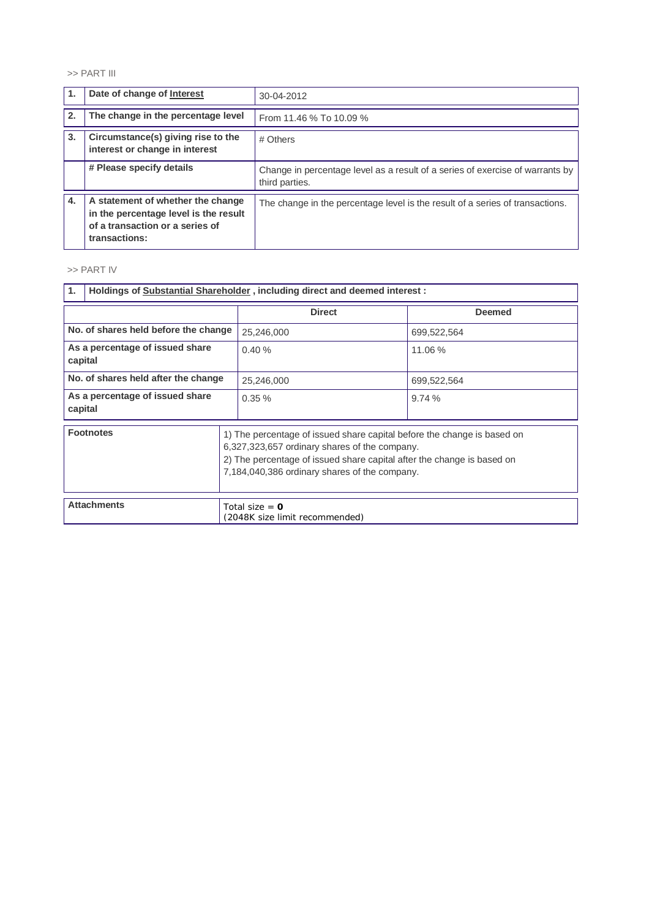>> PART III

| | | |
|---|---|---|
| 1. | **Date of change of Interest** | 30-04-2012 |
| 2. | **The change in the percentage level** | From 11.46 % To 10.09 % |
| 3. | **Circumstance(s) giving rise to the interest or change in interest** | # Others |
| | **# Please specify details** | Change in percentage level as a result of a series of exercise of warrants by third parties. |
| 4. | **A statement of whether the change in the percentage level is the result of a transaction or a series of transactions:** | The change in the percentage level is the result of a series of transactions. |

>> PART IV

**1. Holdings of Substantial Shareholder , including direct and deemed interest :**

| | **Direct** | **Deemed** |
|---|---|---|
| **No. of shares held before the change** | 25,246,000 | 699,522,564 |
| **As a percentage of issued share capital** | 0.40 % | 11.06 % |
| **No. of shares held after the change** | 25,246,000 | 699,522,564 |
| **As a percentage of issued share capital** | 0.35 % | 9.74 % |

| | |
|---|---|
| **Footnotes** | 1) The percentage of issued share capital before the change is based on 6,327,323,657 ordinary shares of the company.<br>2) The percentage of issued share capital after the change is based on 7,184,040,386 ordinary shares of the company. |
| **Attachments** | Total size = **0**<br>(2048K size limit recommended) |